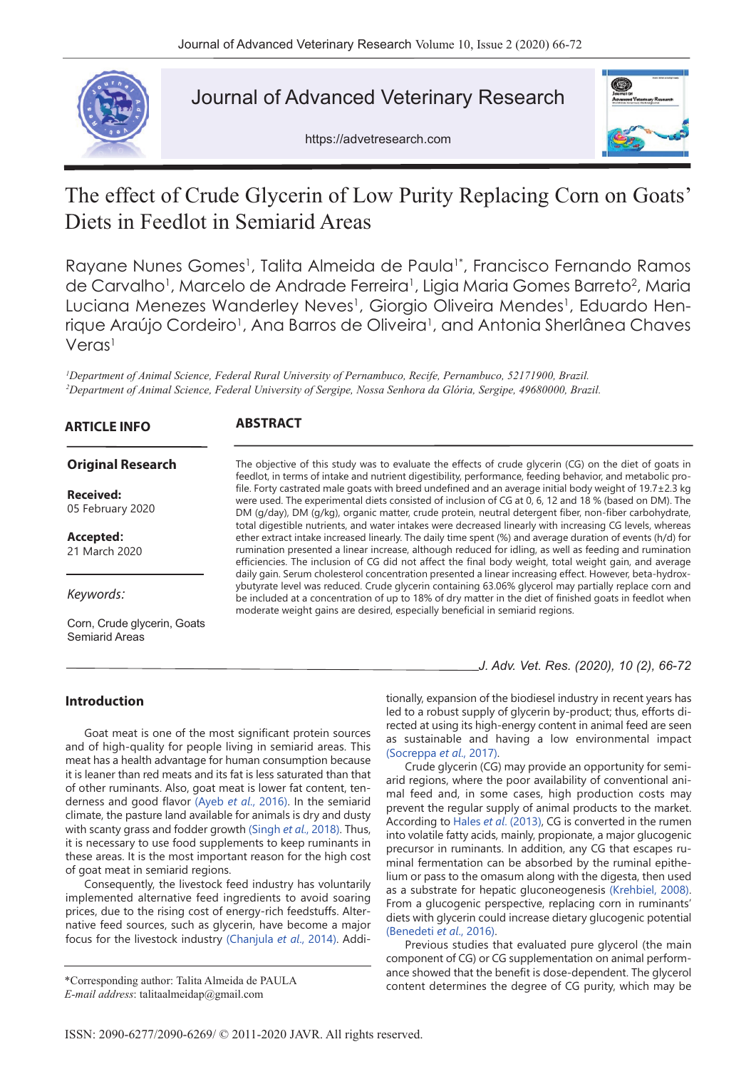# The effect of Crude Glycerin of Low Purity Replacing Corn on Goats' Diets in Feedlot in Semiarid Areas

Rayane Nunes Gomes[1], Talita Almeida de Paula[1*], Francisco Fernando Ramos de Carvalho[1], Marcelo de Andrade Ferreira[1], Ligia Maria Gomes Barreto[2], Maria Luciana Menezes Wanderley Neves[1], Giorgio Oliveira Mendes[1], Eduardo Henrique Araújo Cordeiro[1], Ana Barros de Oliveira[1], and Antonia Sherlânea Chaves Veras[1]

*[1]Department of Animal Science, Federal Rural University of Pernambuco, Recife, Pernambuco, 52171900, Brazil.*
*[2]Department of Animal Science, Federal University of Sergipe, Nossa Senhora da Glória, Sergipe, 49680000, Brazil.*

## ARTICLE INFO

**Original Research**

**Received:**
05 February 2020

**Accepted:**
21 March 2020

*Keywords:*

Corn, Crude glycerin, Goats Semiarid Areas

## ABSTRACT

The objective of this study was to evaluate the effects of crude glycerin (CG) on the diet of goats in feedlot, in terms of intake and nutrient digestibility, performance, feeding behavior, and metabolic profile. Forty castrated male goats with breed undefined and an average initial body weight of 19.7±2.3 kg were used. The experimental diets consisted of inclusion of CG at 0, 6, 12 and 18 % (based on DM). The DM (g/day), DM (g/kg), organic matter, crude protein, neutral detergent fiber, non-fiber carbohydrate, total digestible nutrients, and water intakes were decreased linearly with increasing CG levels, whereas ether extract intake increased linearly. The daily time spent (%) and average duration of events (h/d) for rumination presented a linear increase, although reduced for idling, as well as feeding and rumination efficiencies. The inclusion of CG did not affect the final body weight, total weight gain, and average daily gain. Serum cholesterol concentration presented a linear increasing effect. However, beta-hydroxybutyrate level was reduced. Crude glycerin containing 63.06% glycerol may partially replace corn and be included at a concentration of up to 18% of dry matter in the diet of finished goats in feedlot when moderate weight gains are desired, especially beneficial in semiarid regions.

*J. Adv. Vet. Res. (2020), 10 (2), 66-72*

## Introduction

Goat meat is one of the most significant protein sources and of high-quality for people living in semiarid areas. This meat has a health advantage for human consumption because it is leaner than red meats and its fat is less saturated than that of other ruminants. Also, goat meat is lower fat content, tenderness and good flavor (Ayeb *et al*., 2016). In the semiarid climate, the pasture land available for animals is dry and dusty with scanty grass and fodder growth (Singh *et al*., 2018). Thus, it is necessary to use food supplements to keep ruminants in these areas. It is the most important reason for the high cost of goat meat in semiarid regions.

Consequently, the livestock feed industry has voluntarily implemented alternative feed ingredients to avoid soaring prices, due to the rising cost of energy-rich feedstuffs. Alternative feed sources, such as glycerin, have become a major focus for the livestock industry (Chanjula *et al*., 2014). Additionally, expansion of the biodiesel industry in recent years has led to a robust supply of glycerin by-product; thus, efforts directed at using its high-energy content in animal feed are seen as sustainable and having a low environmental impact (Socreppa *et al*., 2017).

Crude glycerin (CG) may provide an opportunity for semiarid regions, where the poor availability of conventional animal feed and, in some cases, high production costs may prevent the regular supply of animal products to the market. According to Hales *et al*. (2013), CG is converted in the rumen into volatile fatty acids, mainly, propionate, a major glucogenic precursor in ruminants. In addition, any CG that escapes ruminal fermentation can be absorbed by the ruminal epithelium or pass to the omasum along with the digesta, then used as a substrate for hepatic gluconeogenesis (Krehbiel, 2008). From a glucogenic perspective, replacing corn in ruminants' diets with glycerin could increase dietary glucogenic potential (Benedeti *et al*., 2016).

Previous studies that evaluated pure glycerol (the main component of CG) or CG supplementation on animal performance showed that the benefit is dose-dependent. The glycerol content determines the degree of CG purity, which may be

*Corresponding author: Talita Almeida de PAULA
*E-mail address*: talitaalmeidap@gmail.com

ISSN: 2090-6277/2090-6269/ © 2011-2020 JAVR. All rights reserved.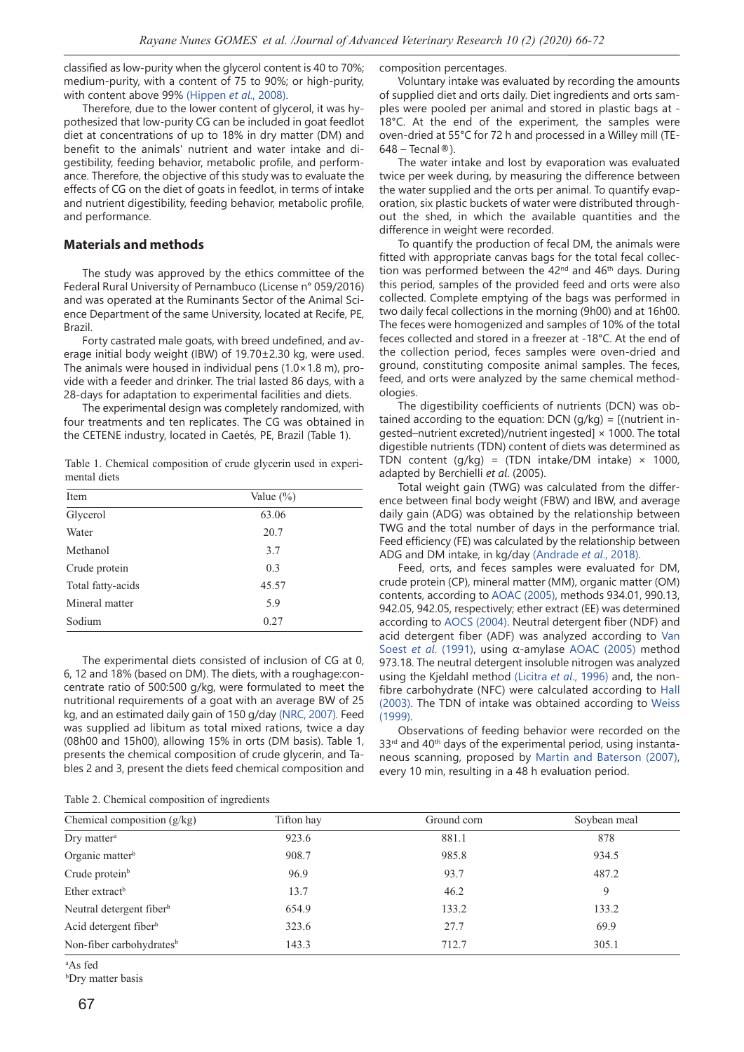classified as low-purity when the glycerol content is 40 to 70%; medium-purity, with a content of 75 to 90%; or high-purity, with content above 99% (Hippen *et al*., 2008).

Therefore, due to the lower content of glycerol, it was hypothesized that low-purity CG can be included in goat feedlot diet at concentrations of up to 18% in dry matter (DM) and benefit to the animals' nutrient and water intake and digestibility, feeding behavior, metabolic profile, and performance. Therefore, the objective of this study was to evaluate the effects of CG on the diet of goats in feedlot, in terms of intake and nutrient digestibility, feeding behavior, metabolic profile, and performance.

## Materials and methods

The study was approved by the ethics committee of the Federal Rural University of Pernambuco (License n° 059/2016) and was operated at the Ruminants Sector of the Animal Science Department of the same University, located at Recife, PE, Brazil.

Forty castrated male goats, with breed undefined, and average initial body weight (IBW) of 19.70±2.30 kg, were used. The animals were housed in individual pens (1.0×1.8 m), provide with a feeder and drinker. The trial lasted 86 days, with a 28-days for adaptation to experimental facilities and diets.

The experimental design was completely randomized, with four treatments and ten replicates. The CG was obtained in the CETENE industry, located in Caetés, PE, Brazil (Table 1).

Table 1. Chemical composition of crude glycerin used in experimental diets

| Item | Value (%) |
|---|---|
| Glycerol | 63.06 |
| Water | 20.7 |
| Methanol | 3.7 |
| Crude protein | 0.3 |
| Total fatty-acids | 45.57 |
| Mineral matter | 5.9 |
| Sodium | 0.27 |

The experimental diets consisted of inclusion of CG at 0, 6, 12 and 18% (based on DM). The diets, with a roughage:concentrate ratio of 500:500 g/kg, were formulated to meet the nutritional requirements of a goat with an average BW of 25 kg, and an estimated daily gain of 150 g/day (NRC, 2007). Feed was supplied ad libitum as total mixed rations, twice a day (08h00 and 15h00), allowing 15% in orts (DM basis). Table 1, presents the chemical composition of crude glycerin, and Tables 2 and 3, present the diets feed chemical composition and composition percentages.

Voluntary intake was evaluated by recording the amounts of supplied diet and orts daily. Diet ingredients and orts samples were pooled per animal and stored in plastic bags at -18°C. At the end of the experiment, the samples were oven-dried at 55°C for 72 h and processed in a Willey mill (TE-648 – Tecnal®).

The water intake and lost by evaporation was evaluated twice per week during, by measuring the difference between the water supplied and the orts per animal. To quantify evaporation, six plastic buckets of water were distributed throughout the shed, in which the available quantities and the difference in weight were recorded.

To quantify the production of fecal DM, the animals were fitted with appropriate canvas bags for the total fecal collection was performed between the 42[nd] and 46[th] days. During this period, samples of the provided feed and orts were also collected. Complete emptying of the bags was performed in two daily fecal collections in the morning (9h00) and at 16h00. The feces were homogenized and samples of 10% of the total feces collected and stored in a freezer at -18°C. At the end of the collection period, feces samples were oven-dried and ground, constituting composite animal samples. The feces, feed, and orts were analyzed by the same chemical methodologies.

The digestibility coefficients of nutrients (DCN) was obtained according to the equation: DCN (g/kg) = [(nutrient ingested–nutrient excreted)/nutrient ingested] × 1000. The total digestible nutrients (TDN) content of diets was determined as TDN content (g/kg) = (TDN intake/DM intake) × 1000, adapted by Berchielli *et al*. (2005).

Total weight gain (TWG) was calculated from the difference between final body weight (FBW) and IBW, and average daily gain (ADG) was obtained by the relationship between TWG and the total number of days in the performance trial. Feed efficiency (FE) was calculated by the relationship between ADG and DM intake, in kg/day (Andrade *et al*., 2018).

Feed, orts, and feces samples were evaluated for DM, crude protein (CP), mineral matter (MM), organic matter (OM) contents, according to AOAC (2005), methods 934.01, 990.13, 942.05, 942.05, respectively; ether extract (EE) was determined according to AOCS (2004). Neutral detergent fiber (NDF) and acid detergent fiber (ADF) was analyzed according to Van Soest *et al*. (1991), using α-amylase AOAC (2005) method 973.18. The neutral detergent insoluble nitrogen was analyzed using the Kjeldahl method (Licitra *et al*., 1996) and, the non-fibre carbohydrate (NFC) were calculated according to Hall (2003). The TDN of intake was obtained according to Weiss (1999).

Observations of feeding behavior were recorded on the 33[rd] and 40[th] days of the experimental period, using instantaneous scanning, proposed by Martin and Baterson (2007), every 10 min, resulting in a 48 h evaluation period.

Table 2. Chemical composition of ingredients

| Chemical composition (g/kg) | Tifton hay | Ground corn | Soybean meal |
|---|---|---|---|
| Dry matter[a] | 923.6 | 881.1 | 878 |
| Organic matter[b] | 908.7 | 985.8 | 934.5 |
| Crude protein[b] | 96.9 | 93.7 | 487.2 |
| Ether extract[b] | 13.7 | 46.2 | 9 |
| Neutral detergent fiber[b] | 654.9 | 133.2 | 133.2 |
| Acid detergent fiber[b] | 323.6 | 27.7 | 69.9 |
| Non-fiber carbohydrates[b] | 143.3 | 712.7 | 305.1 |

[a]As fed
[b]Dry matter basis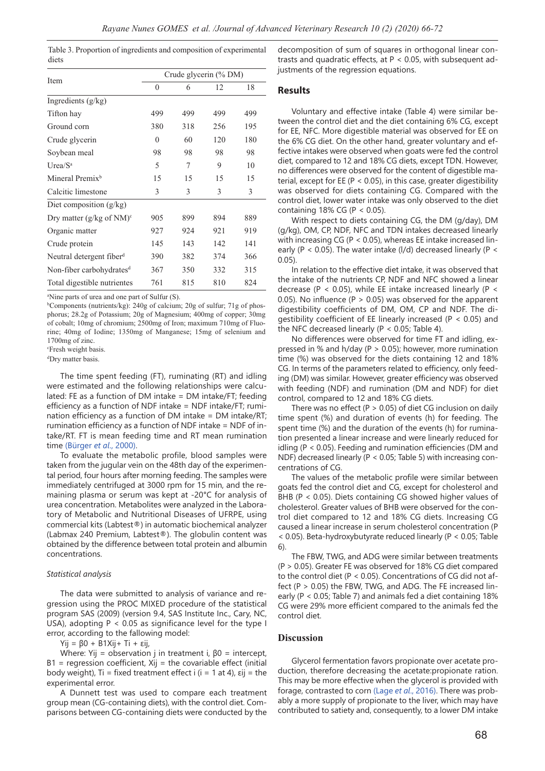Table 3. Proportion of ingredients and composition of experimental diets

| Item | Crude glycerin (% DM) | | | |
|---|---|---|---|---|
| | 0 | 6 | 12 | 18 |
| Ingredients (g/kg) | | | | |
| Tifton hay | 499 | 499 | 499 | 499 |
| Ground corn | 380 | 318 | 256 | 195 |
| Crude glycerin | 0 | 60 | 120 | 180 |
| Soybean meal | 98 | 98 | 98 | 98 |
| Urea/S[a] | 5 | 7 | 9 | 10 |
| Mineral Premix[b] | 15 | 15 | 15 | 15 |
| Calcitic limestone | 3 | 3 | 3 | 3 |
| Diet composition (g/kg) | | | | |
| Dry matter (g/kg of NM)[c] | 905 | 899 | 894 | 889 |
| Organic matter | 927 | 924 | 921 | 919 |
| Crude protein | 145 | 143 | 142 | 141 |
| Neutral detergent fiber[d] | 390 | 382 | 374 | 366 |
| Non-fiber carbohydrates[d] | 367 | 350 | 332 | 315 |
| Total digestible nutrientes | 761 | 815 | 810 | 824 |

[a]Nine parts of urea and one part of Sulfur (S).
[b]Components (nutrients/kg): 240g of calcium; 20g of sulfur; 71g of phosphorus; 28.2g of Potassium; 20g of Magnesium; 400mg of copper; 30mg of cobalt; 10mg of chromium; 2500mg of Iron; maximum 710mg of Fluorine; 40mg of Iodine; 1350mg of Manganese; 15mg of selenium and 1700mg of zinc.
[c]Fresh weight basis.
[d]Dry matter basis.

The time spent feeding (FT), ruminating (RT) and idling were estimated and the following relationships were calculated: FE as a function of DM intake = DM intake/FT; feeding efficiency as a function of NDF intake = NDF intake/FT; rumination efficiency as a function of DM intake = DM intake/RT; rumination efficiency as a function of NDF intake = NDF of intake/RT. FT is mean feeding time and RT mean rumination time (Bürger *et al*., 2000).

To evaluate the metabolic profile, blood samples were taken from the jugular vein on the 48th day of the experimental period, four hours after morning feeding. The samples were immediately centrifuged at 3000 rpm for 15 min, and the remaining plasma or serum was kept at -20°C for analysis of urea concentration. Metabolites were analyzed in the Laboratory of Metabolic and Nutritional Diseases of UFRPE, using commercial kits (Labtest®) in automatic biochemical analyzer (Labmax 240 Premium, Labtest®). The globulin content was obtained by the difference between total protein and albumin concentrations.

*Statistical analysis*

The data were submitted to analysis of variance and regression using the PROC MIXED procedure of the statistical program SAS (2009) (version 9.4, SAS Institute Inc., Cary, NC, USA), adopting $P < 0.05$ as significance level for the type I error, according to the fallowing model:

$Y_{ij} = \beta_0 + B_1X_{ij} + T_i + \varepsilon_{ij}$,

Where: $Y_{ij}$ = observation j in treatment i, $\beta_0$ = intercept, B1 = regression coefficient, $X_{ij}$ = the covariable effect (initial body weight), $T_i$ = fixed treatment effect i (i = 1 at 4), $\varepsilon_{ij}$ = the experimental error.

A Dunnett test was used to compare each treatment group mean (CG-containing diets), with the control diet. Comparisons between CG-containing diets were conducted by the decomposition of sum of squares in orthogonal linear contrasts and quadratic effects, at $P < 0.05$, with subsequent adjustments of the regression equations.

## Results

Voluntary and effective intake (Table 4) were similar between the control diet and the diet containing 6% CG, except for EE, NFC. More digestible material was observed for EE on the 6% CG diet. On the other hand, greater voluntary and effective intakes were observed when goats were fed the control diet, compared to 12 and 18% CG diets, except TDN. However, no differences were observed for the content of digestible material, except for EE ($P < 0.05$), in this case, greater digestibility was observed for diets containing CG. Compared with the control diet, lower water intake was only observed to the diet containing 18% CG ($P < 0.05$).

With respect to diets containing CG, the DM (g/day), DM (g/kg), OM, CP, NDF, NFC and TDN intakes decreased linearly with increasing CG ($P < 0.05$), whereas EE intake increased linearly ($P < 0.05$). The water intake (l/d) decreased linearly ($P < 0.05$).

In relation to the effective diet intake, it was observed that the intake of the nutrients CP, NDF and NFC showed a linear decrease ($P < 0.05$), while EE intake increased linearly ($P < 0.05$). No influence ($P > 0.05$) was observed for the apparent digestibility coefficients of DM, OM, CP and NDF. The digestibility coefficient of EE linearly increased ($P < 0.05$) and the NFC decreased linearly ($P < 0.05$; Table 4).

No differences were observed for time FT and idling, expressed in % and h/day ($P > 0.05$); however, more rumination time (%) was observed for the diets containing 12 and 18% CG. In terms of the parameters related to efficiency, only feeding (DM) was similar. However, greater efficiency was observed with feeding (NDF) and rumination (DM and NDF) for diet control, compared to 12 and 18% CG diets.

There was no effect ($P > 0.05$) of diet CG inclusion on daily time spent (%) and duration of events (h) for feeding. The spent time (%) and the duration of the events (h) for rumination presented a linear increase and were linearly reduced for idling ($P < 0.05$). Feeding and rumination efficiencies (DM and NDF) decreased linearly ($P < 0.05$; Table 5) with increasing concentrations of CG.

The values of the metabolic profile were similar between goats fed the control diet and CG, except for cholesterol and BHB ($P < 0.05$). Diets containing CG showed higher values of cholesterol. Greater values of BHB were observed for the control diet compared to 12 and 18% CG diets. Increasing CG caused a linear increase in serum cholesterol concentration ($P < 0.05$). Beta-hydroxybutyrate reduced linearly ($P < 0.05$; Table 6).

The FBW, TWG, and ADG were similar between treatments ($P > 0.05$). Greater FE was observed for 18% CG diet compared to the control diet ($P < 0.05$). Concentrations of CG did not affect ($P > 0.05$) the FBW, TWG, and ADG. The FE increased linearly ($P < 0.05$; Table 7) and animals fed a diet containing 18% CG were 29% more efficient compared to the animals fed the control diet.

## Discussion

Glycerol fermentation favors propionate over acetate production, therefore decreasing the acetate:propionate ration. This may be more effective when the glycerol is provided with forage, contrasted to corn (Lage *et al*., 2016). There was probably a more supply of propionate to the liver, which may have contributed to satiety and, consequently, to a lower DM intake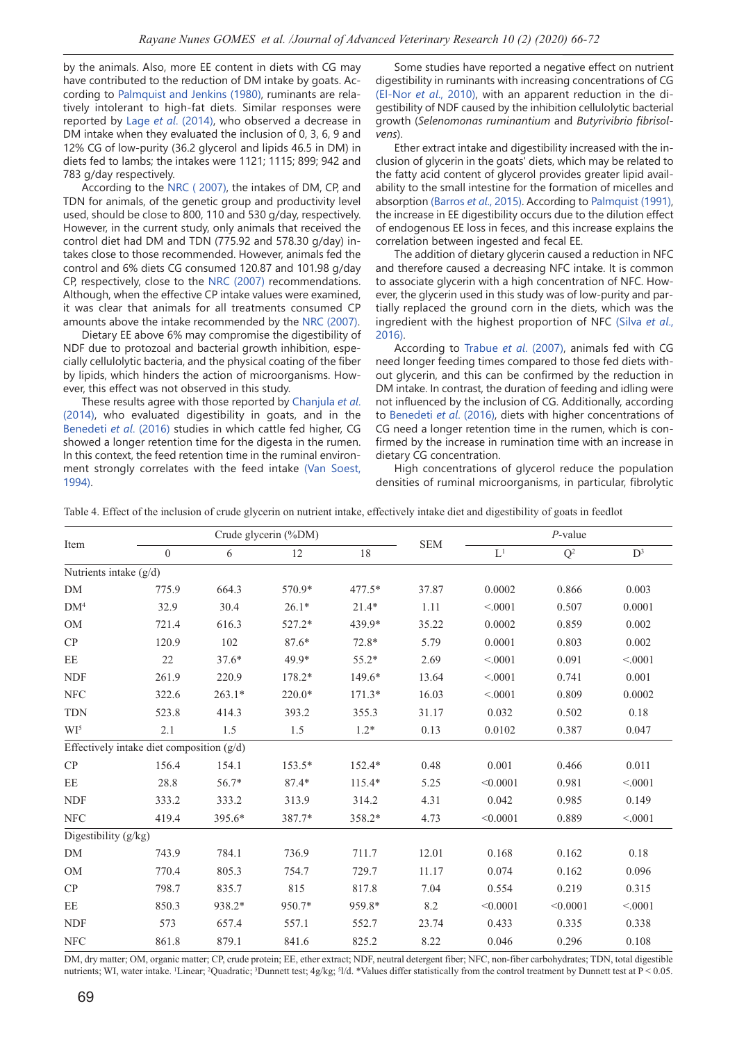by the animals. Also, more EE content in diets with CG may have contributed to the reduction of DM intake by goats. According to Palmquist and Jenkins (1980), ruminants are relatively intolerant to high-fat diets. Similar responses were reported by Lage *et al.* (2014), who observed a decrease in DM intake when they evaluated the inclusion of 0, 3, 6, 9 and 12% CG of low-purity (36.2 glycerol and lipids 46.5 in DM) in diets fed to lambs; the intakes were 1121; 1115; 899; 942 and 783 g/day respectively.

According to the NRC ( 2007), the intakes of DM, CP, and TDN for animals, of the genetic group and productivity level used, should be close to 800, 110 and 530 g/day, respectively. However, in the current study, only animals that received the control diet had DM and TDN (775.92 and 578.30 g/day) intakes close to those recommended. However, animals fed the control and 6% diets CG consumed 120.87 and 101.98 g/day CP, respectively, close to the NRC (2007) recommendations. Although, when the effective CP intake values were examined, it was clear that animals for all treatments consumed CP amounts above the intake recommended by the NRC (2007).

Dietary EE above 6% may compromise the digestibility of NDF due to protozoal and bacterial growth inhibition, especially cellulolytic bacteria, and the physical coating of the fiber by lipids, which hinders the action of microorganisms. However, this effect was not observed in this study.

These results agree with those reported by Chanjula *et al.* (2014), who evaluated digestibility in goats, and in the Benedeti *et al.* (2016) studies in which cattle fed higher, CG showed a longer retention time for the digesta in the rumen. In this context, the feed retention time in the ruminal environment strongly correlates with the feed intake (Van Soest, 1994).

Some studies have reported a negative effect on nutrient digestibility in ruminants with increasing concentrations of CG (El-Nor *et al.*, 2010), with an apparent reduction in the digestibility of NDF caused by the inhibition cellulolytic bacterial growth (*Selenomonas ruminantium* and *Butyrivibrio fibrisolvens*).

Ether extract intake and digestibility increased with the inclusion of glycerin in the goats' diets, which may be related to the fatty acid content of glycerol provides greater lipid availability to the small intestine for the formation of micelles and absorption (Barros *et al.*, 2015). According to Palmquist (1991), the increase in EE digestibility occurs due to the dilution effect of endogenous EE loss in feces, and this increase explains the correlation between ingested and fecal EE.

The addition of dietary glycerin caused a reduction in NFC and therefore caused a decreasing NFC intake. It is common to associate glycerin with a high concentration of NFC. However, the glycerin used in this study was of low-purity and partially replaced the ground corn in the diets, which was the ingredient with the highest proportion of NFC (Silva *et al.*, 2016).

According to Trabue *et al.* (2007), animals fed with CG need longer feeding times compared to those fed diets without glycerin, and this can be confirmed by the reduction in DM intake. In contrast, the duration of feeding and idling were not influenced by the inclusion of CG. Additionally, according to Benedeti *et al.* (2016), diets with higher concentrations of CG need a longer retention time in the rumen, which is confirmed by the increase in rumination time with an increase in dietary CG concentration.

High concentrations of glycerol reduce the population densities of ruminal microorganisms, in particular, fibrolytic

Table 4. Effect of the inclusion of crude glycerin on nutrient intake, effectively intake diet and digestibility of goats in feedlot

| Item | Crude glycerin (%DM) | | | | SEM | *P*-value | | |
|---|---|---|---|---|---|---|---|---|
| | 0 | 6 | 12 | 18 | | L[1] | Q[2] | D[3] |
| Nutrients intake (g/d) | | | | | | | | |
| DM | 775.9 | 664.3 | 570.9* | 477.5* | 37.87 | 0.0002 | 0.866 | 0.003 |
| DM[4] | 32.9 | 30.4 | 26.1* | 21.4* | 1.11 | <.0001 | 0.507 | 0.0001 |
| OM | 721.4 | 616.3 | 527.2* | 439.9* | 35.22 | 0.0002 | 0.859 | 0.002 |
| CP | 120.9 | 102 | 87.6* | 72.8* | 5.79 | 0.0001 | 0.803 | 0.002 |
| EE | 22 | 37.6* | 49.9* | 55.2* | 2.69 | <.0001 | 0.091 | <.0001 |
| NDF | 261.9 | 220.9 | 178.2* | 149.6* | 13.64 | <.0001 | 0.741 | 0.001 |
| NFC | 322.6 | 263.1* | 220.0* | 171.3* | 16.03 | <.0001 | 0.809 | 0.0002 |
| TDN | 523.8 | 414.3 | 393.2 | 355.3 | 31.17 | 0.032 | 0.502 | 0.18 |
| WI[5] | 2.1 | 1.5 | 1.5 | 1.2* | 0.13 | 0.0102 | 0.387 | 0.047 |
| Effectively intake diet composition (g/d) | | | | | | | | |
| CP | 156.4 | 154.1 | 153.5* | 152.4* | 0.48 | 0.001 | 0.466 | 0.011 |
| EE | 28.8 | 56.7* | 87.4* | 115.4* | 5.25 | <0.0001 | 0.981 | <.0001 |
| NDF | 333.2 | 333.2 | 313.9 | 314.2 | 4.31 | 0.042 | 0.985 | 0.149 |
| NFC | 419.4 | 395.6* | 387.7* | 358.2* | 4.73 | <0.0001 | 0.889 | <.0001 |
| Digestibility (g/kg) | | | | | | | | |
| DM | 743.9 | 784.1 | 736.9 | 711.7 | 12.01 | 0.168 | 0.162 | 0.18 |
| OM | 770.4 | 805.3 | 754.7 | 729.7 | 11.17 | 0.074 | 0.162 | 0.096 |
| CP | 798.7 | 835.7 | 815 | 817.8 | 7.04 | 0.554 | 0.219 | 0.315 |
| EE | 850.3 | 938.2* | 950.7* | 959.8* | 8.2 | <0.0001 | <0.0001 | <.0001 |
| NDF | 573 | 657.4 | 557.1 | 552.7 | 23.74 | 0.433 | 0.335 | 0.338 |
| NFC | 861.8 | 879.1 | 841.6 | 825.2 | 8.22 | 0.046 | 0.296 | 0.108 |

DM, dry matter; OM, organic matter; CP, crude protein; EE, ether extract; NDF, neutral detergent fiber; NFC, non-fiber carbohydrates; TDN, total digestible nutrients; WI, water intake. [1]Linear; [2]Quadratic; [3]Dunnett test; [4]g/kg; [5]l/d. *Values differ statistically from the control treatment by Dunnett test at $P < 0.05$.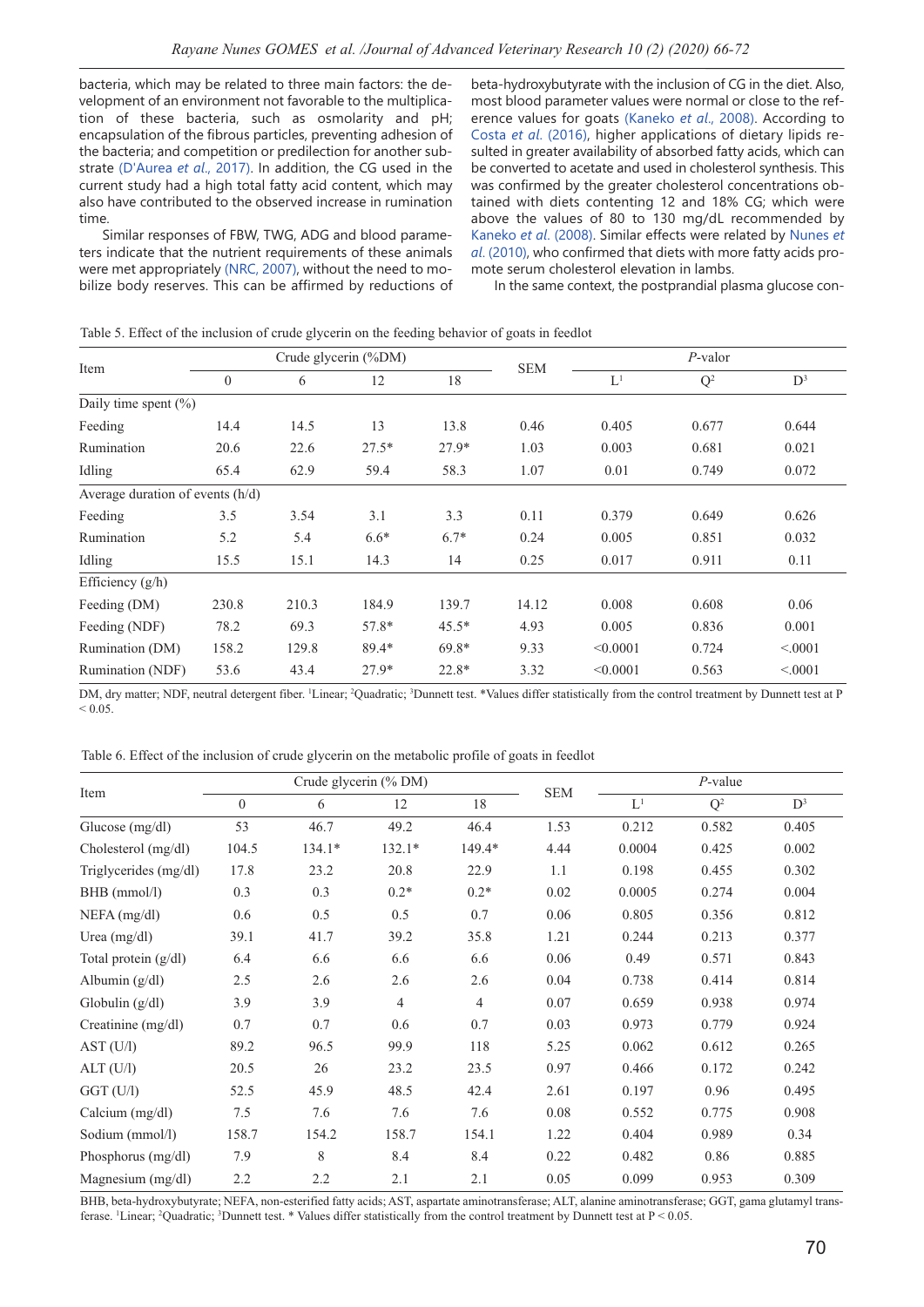bacteria, which may be related to three main factors: the development of an environment not favorable to the multiplication of these bacteria, such as osmolarity and pH; encapsulation of the fibrous particles, preventing adhesion of the bacteria; and competition or predilection for another substrate (D'Aurea *et al*., 2017). In addition, the CG used in the current study had a high total fatty acid content, which may also have contributed to the observed increase in rumination time.

Similar responses of FBW, TWG, ADG and blood parameters indicate that the nutrient requirements of these animals were met appropriately (NRC, 2007), without the need to mobilize body reserves. This can be affirmed by reductions of beta-hydroxybutyrate with the inclusion of CG in the diet. Also, most blood parameter values were normal or close to the reference values for goats (Kaneko *et al*., 2008). According to Costa *et al.* (2016), higher applications of dietary lipids resulted in greater availability of absorbed fatty acids, which can be converted to acetate and used in cholesterol synthesis. This was confirmed by the greater cholesterol concentrations obtained with diets contenting 12 and 18% CG; which were above the values of 80 to 130 mg/dL recommended by Kaneko *et al.* (2008). Similar effects were related by Nunes *et al.* (2010), who confirmed that diets with more fatty acids promote serum cholesterol elevation in lambs.

In the same context, the postprandial plasma glucose con-

Table 5. Effect of the inclusion of crude glycerin on the feeding behavior of goats in feedlot

| Item | Crude glycerin (%DM) | | | | SEM | *P*-valor | | |
|---|---|---|---|---|---|---|---|---|
| | 0 | 6 | 12 | 18 | | L[1] | Q[2] | D[3] |
| Daily time spent (%) | | | | | | | | |
| Feeding | 14.4 | 14.5 | 13 | 13.8 | 0.46 | 0.405 | 0.677 | 0.644 |
| Rumination | 20.6 | 22.6 | 27.5* | 27.9* | 1.03 | 0.003 | 0.681 | 0.021 |
| Idling | 65.4 | 62.9 | 59.4 | 58.3 | 1.07 | 0.01 | 0.749 | 0.072 |
| Average duration of events (h/d) | | | | | | | | |
| Feeding | 3.5 | 3.54 | 3.1 | 3.3 | 0.11 | 0.379 | 0.649 | 0.626 |
| Rumination | 5.2 | 5.4 | 6.6* | 6.7* | 0.24 | 0.005 | 0.851 | 0.032 |
| Idling | 15.5 | 15.1 | 14.3 | 14 | 0.25 | 0.017 | 0.911 | 0.11 |
| Efficiency (g/h) | | | | | | | | |
| Feeding (DM) | 230.8 | 210.3 | 184.9 | 139.7 | 14.12 | 0.008 | 0.608 | 0.06 |
| Feeding (NDF) | 78.2 | 69.3 | 57.8* | 45.5* | 4.93 | 0.005 | 0.836 | 0.001 |
| Rumination (DM) | 158.2 | 129.8 | 89.4* | 69.8* | 9.33 | <0.0001 | 0.724 | <.0001 |
| Rumination (NDF) | 53.6 | 43.4 | 27.9* | 22.8* | 3.32 | <0.0001 | 0.563 | <.0001 |

DM, dry matter; NDF, neutral detergent fiber. [1]Linear; [2]Quadratic; [3]Dunnett test. *Values differ statistically from the control treatment by Dunnett test at P < 0.05.

Table 6. Effect of the inclusion of crude glycerin on the metabolic profile of goats in feedlot

| Item | Crude glycerin (% DM) | | | | SEM | *P*-value | | |
|---|---|---|---|---|---|---|---|---|
| | 0 | 6 | 12 | 18 | | L[1] | Q[2] | D[3] |
| Glucose (mg/dl) | 53 | 46.7 | 49.2 | 46.4 | 1.53 | 0.212 | 0.582 | 0.405 |
| Cholesterol (mg/dl) | 104.5 | 134.1* | 132.1* | 149.4* | 4.44 | 0.0004 | 0.425 | 0.002 |
| Triglycerides (mg/dl) | 17.8 | 23.2 | 20.8 | 22.9 | 1.1 | 0.198 | 0.455 | 0.302 |
| BHB (mmol/l) | 0.3 | 0.3 | 0.2* | 0.2* | 0.02 | 0.0005 | 0.274 | 0.004 |
| NEFA (mg/dl) | 0.6 | 0.5 | 0.5 | 0.7 | 0.06 | 0.805 | 0.356 | 0.812 |
| Urea (mg/dl) | 39.1 | 41.7 | 39.2 | 35.8 | 1.21 | 0.244 | 0.213 | 0.377 |
| Total protein (g/dl) | 6.4 | 6.6 | 6.6 | 6.6 | 0.06 | 0.49 | 0.571 | 0.843 |
| Albumin (g/dl) | 2.5 | 2.6 | 2.6 | 2.6 | 0.04 | 0.738 | 0.414 | 0.814 |
| Globulin (g/dl) | 3.9 | 3.9 | 4 | 4 | 0.07 | 0.659 | 0.938 | 0.974 |
| Creatinine (mg/dl) | 0.7 | 0.7 | 0.6 | 0.7 | 0.03 | 0.973 | 0.779 | 0.924 |
| AST (U/l) | 89.2 | 96.5 | 99.9 | 118 | 5.25 | 0.062 | 0.612 | 0.265 |
| ALT (U/l) | 20.5 | 26 | 23.2 | 23.5 | 0.97 | 0.466 | 0.172 | 0.242 |
| GGT (U/l) | 52.5 | 45.9 | 48.5 | 42.4 | 2.61 | 0.197 | 0.96 | 0.495 |
| Calcium (mg/dl) | 7.5 | 7.6 | 7.6 | 7.6 | 0.08 | 0.552 | 0.775 | 0.908 |
| Sodium (mmol/l) | 158.7 | 154.2 | 158.7 | 154.1 | 1.22 | 0.404 | 0.989 | 0.34 |
| Phosphorus (mg/dl) | 7.9 | 8 | 8.4 | 8.4 | 0.22 | 0.482 | 0.86 | 0.885 |
| Magnesium (mg/dl) | 2.2 | 2.2 | 2.1 | 2.1 | 0.05 | 0.099 | 0.953 | 0.309 |

BHB, beta-hydroxybutyrate; NEFA, non-esterified fatty acids; AST, aspartate aminotransferase; ALT, alanine aminotransferase; GGT, gama glutamyl transferase. [1]Linear; [2]Quadratic; [3]Dunnett test. * Values differ statistically from the control treatment by Dunnett test at P < 0.05.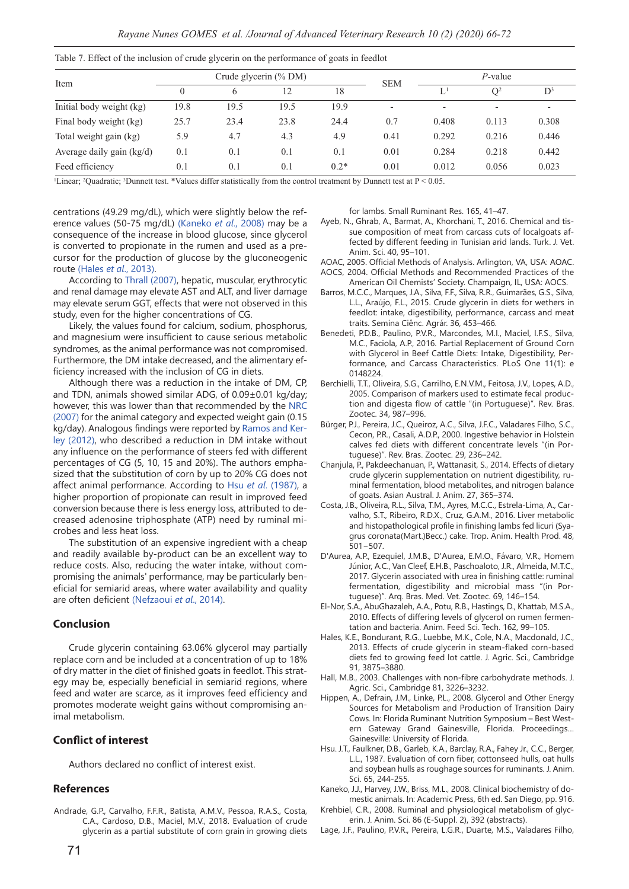Table 7. Effect of the inclusion of crude glycerin on the performance of goats in feedlot

| Item | Crude glycerin (% DM) | | | | SEM | *P*-value | | |
|---|---|---|---|---|---|---|---|---|
| | 0 | 6 | 12 | 18 | | L[1] | Q[2] | D[3] |
| Initial body weight (kg) | 19.8 | 19.5 | 19.5 | 19.9 | - | - | - | - |
| Final body weight (kg) | 25.7 | 23.4 | 23.8 | 24.4 | 0.7 | 0.408 | 0.113 | 0.308 |
| Total weight gain (kg) | 5.9 | 4.7 | 4.3 | 4.9 | 0.41 | 0.292 | 0.216 | 0.446 |
| Average daily gain (kg/d) | 0.1 | 0.1 | 0.1 | 0.1 | 0.01 | 0.284 | 0.218 | 0.442 |
| Feed efficiency | 0.1 | 0.1 | 0.1 | 0.2* | 0.01 | 0.012 | 0.056 | 0.023 |

[1]Linear; [2]Quadratic; [3]Dunnett test. *Values differ statistically from the control treatment by Dunnett test at $P < 0.05$.

centrations (49.29 mg/dL), which were slightly below the reference values (50-75 mg/dL) (Kaneko *et al.*, 2008) may be a consequence of the increase in blood glucose, since glycerol is converted to propionate in the rumen and used as a precursor for the production of glucose by the gluconeogenic route (Hales *et al.*, 2013).

According to Thrall (2007), hepatic, muscular, erythrocytic and renal damage may elevate AST and ALT, and liver damage may elevate serum GGT, effects that were not observed in this study, even for the higher concentrations of CG.

Likely, the values found for calcium, sodium, phosphorus, and magnesium were insufficient to cause serious metabolic syndromes, as the animal performance was not compromised. Furthermore, the DM intake decreased, and the alimentary efficiency increased with the inclusion of CG in diets.

Although there was a reduction in the intake of DM, CP, and TDN, animals showed similar ADG, of 0.09±0.01 kg/day; however, this was lower than that recommended by the NRC (2007) for the animal category and expected weight gain (0.15 kg/day). Analogous findings were reported by Ramos and Kerley (2012), who described a reduction in DM intake without any influence on the performance of steers fed with different percentages of CG (5, 10, 15 and 20%). The authors emphasized that the substitution of corn by up to 20% CG does not affect animal performance. According to Hsu *et al.* (1987), a higher proportion of propionate can result in improved feed conversion because there is less energy loss, attributed to decreased adenosine triphosphate (ATP) need by ruminal microbes and less heat loss.

The substitution of an expensive ingredient with a cheap and readily available by-product can be an excellent way to reduce costs. Also, reducing the water intake, without compromising the animals' performance, may be particularly beneficial for semiarid areas, where water availability and quality are often deficient (Nefzaoui *et al.*, 2014).

## Conclusion

Crude glycerin containing 63.06% glycerol may partially replace corn and be included at a concentration of up to 18% of dry matter in the diet of finished goats in feedlot. This strategy may be, especially beneficial in semiarid regions, where feed and water are scarce, as it improves feed efficiency and promotes moderate weight gains without compromising animal metabolism.

## Conflict of interest

Authors declared no conflict of interest exist.

## References

Andrade, G.P., Carvalho, F.F.R., Batista, A.M.V., Pessoa, R.A.S., Costa, C.A., Cardoso, D.B., Maciel, M.V., 2018. Evaluation of crude glycerin as a partial substitute of corn grain in growing diets for lambs. Small Ruminant Res. 165, 41–47.

Ayeb, N., Ghrab, A., Barmat, A., Khorchani, T., 2016. Chemical and tissue composition of meat from carcass cuts of localgoats affected by different feeding in Tunisian arid lands. Turk. J. Vet. Anim. Sci. 40, 95–101.

AOAC, 2005. Official Methods of Analysis. Arlington, VA, USA: AOAC.

AOCS, 2004. Official Methods and Recommended Practices of the American Oil Chemists' Society. Champaign, IL, USA: AOCS.

Barros, M.C.C., Marques, J.A., Silva, F.F., Silva, R.R., Guimarães, G.S., Silva, L.L., Araújo, F.L., 2015. Crude glycerin in diets for wethers in feedlot: intake, digestibility, performance, carcass and meat traits. Semina Ciênc. Agrár. 36, 453–466.

Benedeti, P.D.B., Paulino, P.V.R., Marcondes, M.I., Maciel, I.F.S., Silva, M.C., Faciola, A.P., 2016. Partial Replacement of Ground Corn with Glycerol in Beef Cattle Diets: Intake, Digestibility, Performance, and Carcass Characteristics. PLoS One 11(1): e 0148224.

Berchielli, T.T., Oliveira, S.G., Carrilho, E.N.V.M., Feitosa, J.V., Lopes, A.D., 2005. Comparison of markers used to estimate fecal production and digesta flow of cattle "(in Portuguese)". Rev. Bras. Zootec. 34, 987–996.

Bürger, P.J., Pereira, J.C., Queiroz, A.C., Silva, J.F.C., Valadares Filho, S.C., Cecon, P.R., Casali, A.D.P., 2000. Ingestive behavior in Holstein calves fed diets with different concentrate levels "(in Portuguese)". Rev. Bras. Zootec. 29, 236–242.

Chanjula, P., Pakdeechanuan, P., Wattanasit, S., 2014. Effects of dietary crude glycerin supplementation on nutrient digestibility, ruminal fermentation, blood metabolites, and nitrogen balance of goats. Asian Austral. J. Anim. 27, 365–374.

Costa, J.B., Oliveira, R.L., Silva, T.M., Ayres, M.C.C., Estrela-Lima, A., Carvalho, S.T., Ribeiro, R.D.X., Cruz, G.A.M., 2016. Liver metabolic and histopathological profile in finishing lambs fed licuri (Syagrus coronata(Mart.)Becc.) cake. Trop. Anim. Health Prod. 48, 501−507.

D'Aurea, A.P., Ezequiel, J.M.B., D'Aurea, E.M.O., Fávaro, V.R., Homem Júnior, A.C., Van Cleef, E.H.B., Paschoaloto, J.R., Almeida, M.T.C., 2017. Glycerin associated with urea in finishing cattle: ruminal fermentation, digestibility and microbial mass "(in Portuguese)". Arq. Bras. Med. Vet. Zootec. 69, 146–154.

El-Nor, S.A., AbuGhazaleh, A.A., Potu, R.B., Hastings, D., Khattab, M.S.A., 2010. Effects of differing levels of glycerol on rumen fermentation and bacteria. Anim. Feed Sci. Tech. 162, 99–105.

Hales, K.E., Bondurant, R.G., Luebbe, M.K., Cole, N.A., Macdonald, J.C., 2013. Effects of crude glycerin in steam-flaked corn-based diets fed to growing feed lot cattle. J. Agric. Sci., Cambridge 91, 3875–3880.

Hall, M.B., 2003. Challenges with non-fibre carbohydrate methods. J. Agric. Sci., Cambridge 81, 3226–3232.

Hippen, A., Defrain, J.M., Linke, P.L., 2008. Glycerol and Other Energy Sources for Metabolism and Production of Transition Dairy Cows. In: Florida Ruminant Nutrition Symposium – Best Western Gateway Grand Gainesville, Florida. Proceedings... Gainesville: University of Florida.

Hsu. J.T., Faulkner, D.B., Garleb, K.A., Barclay, R.A., Fahey Jr., C.C., Berger, L.L., 1987. Evaluation of corn fiber, cottonseed hulls, oat hulls and soybean hulls as roughage sources for ruminants. J. Anim. Sci. 65, 244-255.

Kaneko, J.J., Harvey, J.W., Briss, M.L., 2008. Clinical biochemistry of domestic animals. In: Academic Press, 6th ed. San Diego, pp. 916.

Krehbiel, C.R., 2008. Ruminal and physiological metabolism of glycerin. J. Anim. Sci. 86 (E-Suppl. 2), 392 (abstracts).

Lage, J.F., Paulino, P.V.R., Pereira, L.G.R., Duarte, M.S., Valadares Filho,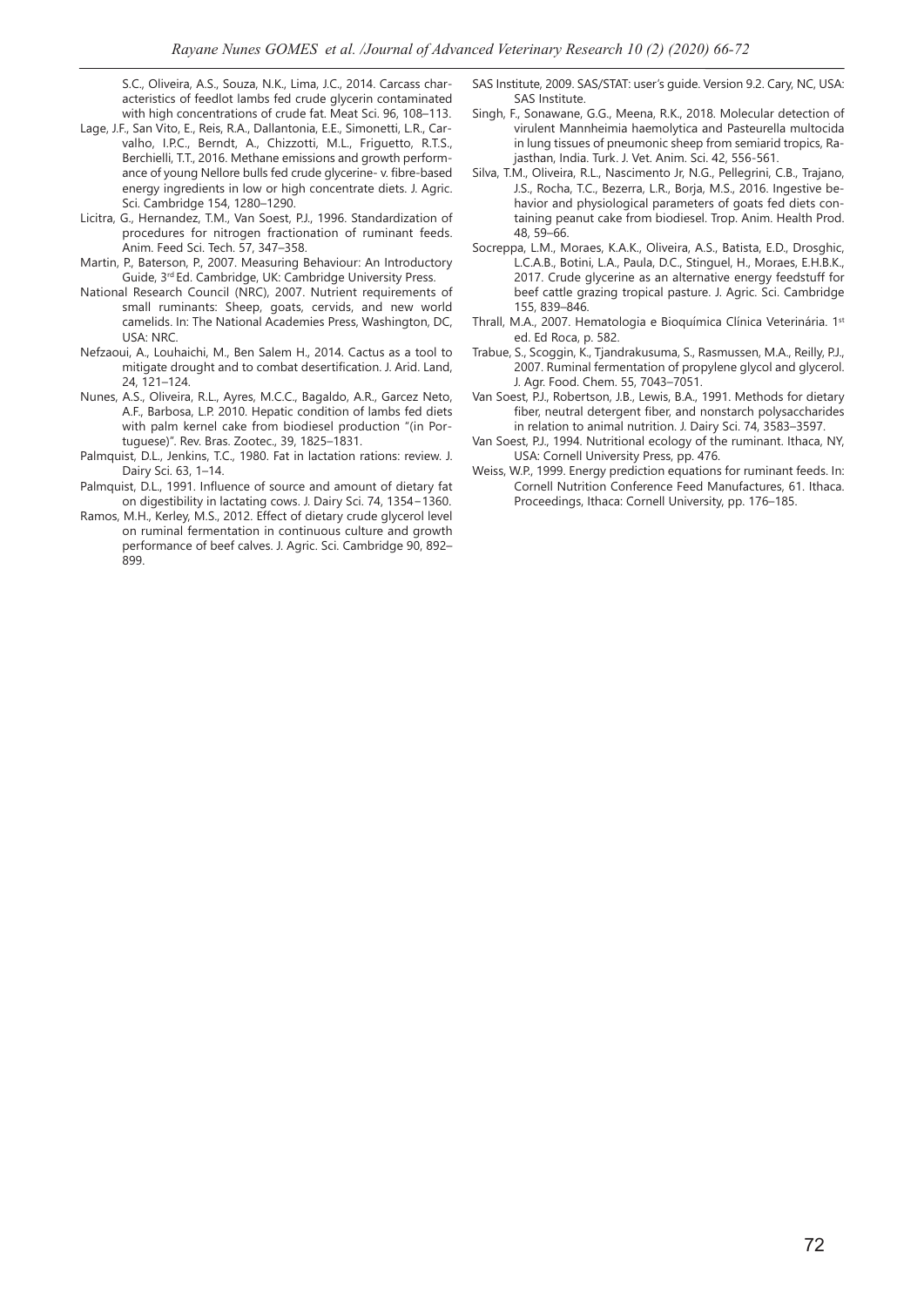S.C., Oliveira, A.S., Souza, N.K., Lima, J.C., 2014. Carcass characteristics of feedlot lambs fed crude glycerin contaminated with high concentrations of crude fat. Meat Sci. 96, 108–113.

Lage, J.F., San Vito, E., Reis, R.A., Dallantonia, E.E., Simonetti, L.R., Carvalho, I.P.C., Berndt, A., Chizzotti, M.L., Friguetto, R.T.S., Berchielli, T.T., 2016. Methane emissions and growth performance of young Nellore bulls fed crude glycerine- v. fibre-based energy ingredients in low or high concentrate diets. J. Agric. Sci. Cambridge 154, 1280–1290.

Licitra, G., Hernandez, T.M., Van Soest, P.J., 1996. Standardization of procedures for nitrogen fractionation of ruminant feeds. Anim. Feed Sci. Tech. 57, 347–358.

Martin, P., Baterson, P., 2007. Measuring Behaviour: An Introductory Guide, 3rd Ed. Cambridge, UK: Cambridge University Press.

National Research Council (NRC), 2007. Nutrient requirements of small ruminants: Sheep, goats, cervids, and new world camelids. In: The National Academies Press, Washington, DC, USA: NRC.

Nefzaoui, A., Louhaichi, M., Ben Salem H., 2014. Cactus as a tool to mitigate drought and to combat desertification. J. Arid. Land, 24, 121–124.

Nunes, A.S., Oliveira, R.L., Ayres, M.C.C., Bagaldo, A.R., Garcez Neto, A.F., Barbosa, L.P. 2010. Hepatic condition of lambs fed diets with palm kernel cake from biodiesel production "(in Portuguese)". Rev. Bras. Zootec., 39, 1825–1831.

Palmquist, D.L., Jenkins, T.C., 1980. Fat in lactation rations: review. J. Dairy Sci. 63, 1–14.

Palmquist, D.L., 1991. Influence of source and amount of dietary fat on digestibility in lactating cows. J. Dairy Sci. 74, 1354–1360.

Ramos, M.H., Kerley, M.S., 2012. Effect of dietary crude glycerol level on ruminal fermentation in continuous culture and growth performance of beef calves. J. Agric. Sci. Cambridge 90, 892–899.

SAS Institute, 2009. SAS/STAT: user's guide. Version 9.2. Cary, NC, USA: SAS Institute.

Singh, F., Sonawane, G.G., Meena, R.K., 2018. Molecular detection of virulent Mannheimia haemolytica and Pasteurella multocida in lung tissues of pneumonic sheep from semiarid tropics, Rajasthan, India. Turk. J. Vet. Anim. Sci. 42, 556-561.

Silva, T.M., Oliveira, R.L., Nascimento Jr, N.G., Pellegrini, C.B., Trajano, J.S., Rocha, T.C., Bezerra, L.R., Borja, M.S., 2016. Ingestive behavior and physiological parameters of goats fed diets containing peanut cake from biodiesel. Trop. Anim. Health Prod. 48, 59–66.

Socreppa, L.M., Moraes, K.A.K., Oliveira, A.S., Batista, E.D., Drosghic, L.C.A.B., Botini, L.A., Paula, D.C., Stinguel, H., Moraes, E.H.B.K., 2017. Crude glycerine as an alternative energy feedstuff for beef cattle grazing tropical pasture. J. Agric. Sci. Cambridge 155, 839–846.

Thrall, M.A., 2007. Hematologia e Bioquímica Clínica Veterinária. 1st ed. Ed Roca, p. 582.

Trabue, S., Scoggin, K., Tjandrakusuma, S., Rasmussen, M.A., Reilly, P.J., 2007. Ruminal fermentation of propylene glycol and glycerol. J. Agr. Food. Chem. 55, 7043–7051.

Van Soest, P.J., Robertson, J.B., Lewis, B.A., 1991. Methods for dietary fiber, neutral detergent fiber, and nonstarch polysaccharides in relation to animal nutrition. J. Dairy Sci. 74, 3583–3597.

Van Soest, P.J., 1994. Nutritional ecology of the ruminant. Ithaca, NY, USA: Cornell University Press, pp. 476.

Weiss, W.P., 1999. Energy prediction equations for ruminant feeds. In: Cornell Nutrition Conference Feed Manufactures, 61. Ithaca. Proceedings, Ithaca: Cornell University, pp. 176–185.